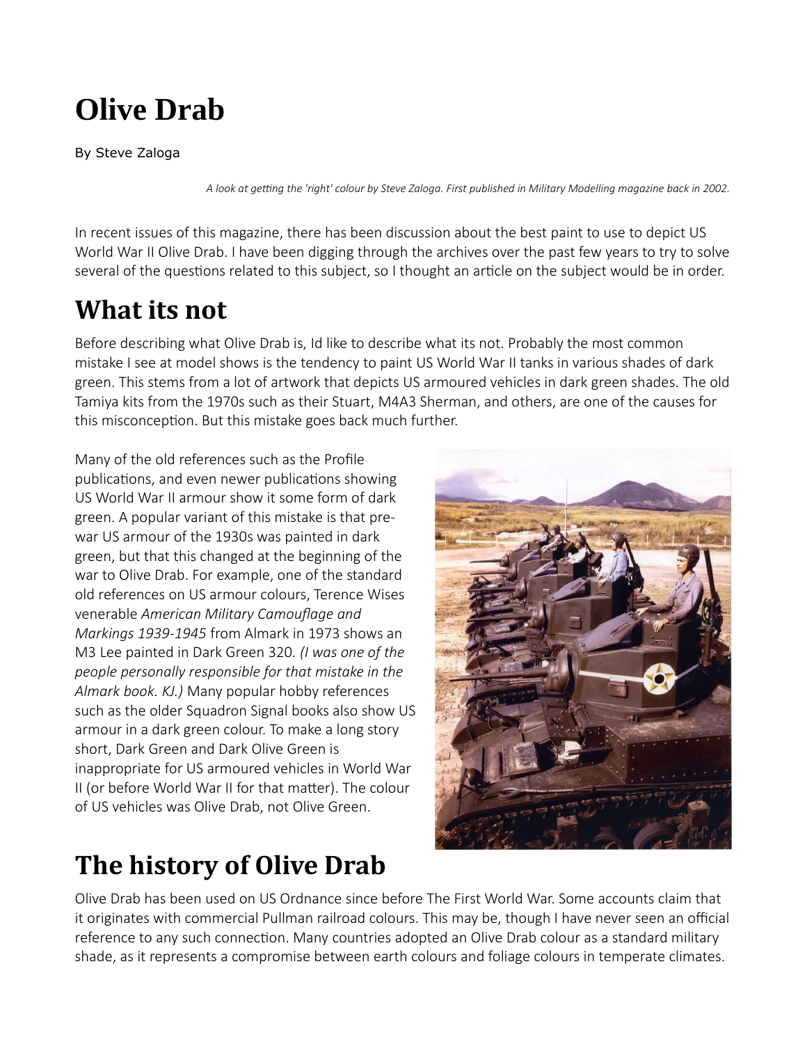# Olive Drab

By Steve Zaloga

*A look at getting the 'right' colour by Steve Zaloga. First published in Military Modelling magazine back in 2002.*

In recent issues of this magazine, there has been discussion about the best paint to use to depict US World War II Olive Drab. I have been digging through the archives over the past few years to try to solve several of the questions related to this subject, so I thought an article on the subject would be in order.

## What its not

Before describing what Olive Drab is, Id like to describe what its not. Probably the most common mistake I see at model shows is the tendency to paint US World War II tanks in various shades of dark green. This stems from a lot of artwork that depicts US armoured vehicles in dark green shades. The old Tamiya kits from the 1970s such as their Stuart, M4A3 Sherman, and others, are one of the causes for this misconception. But this mistake goes back much further.

Many of the old references such as the Profile publications, and even newer publications showing US World War II armour show it some form of dark green. A popular variant of this mistake is that pre-war US armour of the 1930s was painted in dark green, but that this changed at the beginning of the war to Olive Drab. For example, one of the standard old references on US armour colours, Terence Wises venerable *American Military Camouflage and Markings 1939-1945* from Almark in 1973 shows an M3 Lee painted in Dark Green 320. *(I was one of the people personally responsible for that mistake in the Almark book. KJ.)* Many popular hobby references such as the older Squadron Signal books also show US armour in a dark green colour. To make a long story short, Dark Green and Dark Olive Green is inappropriate for US armoured vehicles in World War II (or before World War II for that matter). The colour of US vehicles was Olive Drab, not Olive Green.

## The history of Olive Drab

Olive Drab has been used on US Ordnance since before The First World War. Some accounts claim that it originates with commercial Pullman railroad colours. This may be, though I have never seen an official reference to any such connection. Many countries adopted an Olive Drab colour as a standard military shade, as it represents a compromise between earth colours and foliage colours in temperate climates.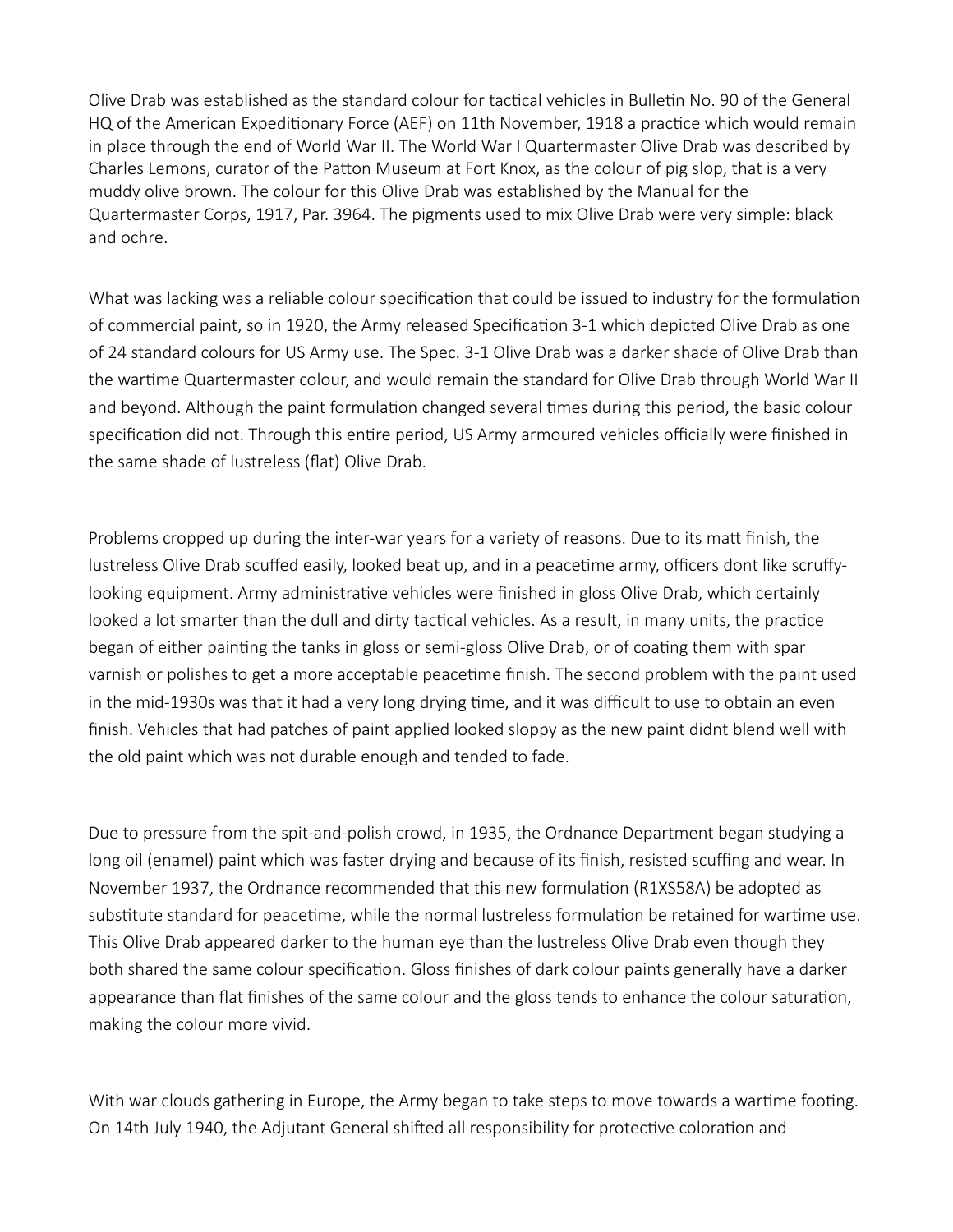Olive Drab was established as the standard colour for tactical vehicles in Bulletin No. 90 of the General HQ of the American Expeditionary Force (AEF) on 11th November, 1918 a practice which would remain in place through the end of World War II. The World War I Quartermaster Olive Drab was described by Charles Lemons, curator of the Patton Museum at Fort Knox, as the colour of pig slop, that is a very muddy olive brown. The colour for this Olive Drab was established by the Manual for the Quartermaster Corps, 1917, Par. 3964. The pigments used to mix Olive Drab were very simple: black and ochre.

What was lacking was a reliable colour specification that could be issued to industry for the formulation of commercial paint, so in 1920, the Army released Specification 3-1 which depicted Olive Drab as one of 24 standard colours for US Army use. The Spec. 3-1 Olive Drab was a darker shade of Olive Drab than the wartime Quartermaster colour, and would remain the standard for Olive Drab through World War II and beyond. Although the paint formulation changed several times during this period, the basic colour specification did not. Through this entire period, US Army armoured vehicles officially were finished in the same shade of lustreless (flat) Olive Drab.

Problems cropped up during the inter-war years for a variety of reasons. Due to its matt finish, the lustreless Olive Drab scuffed easily, looked beat up, and in a peacetime army, officers dont like scruffy-looking equipment. Army administrative vehicles were finished in gloss Olive Drab, which certainly looked a lot smarter than the dull and dirty tactical vehicles. As a result, in many units, the practice began of either painting the tanks in gloss or semi-gloss Olive Drab, or of coating them with spar varnish or polishes to get a more acceptable peacetime finish. The second problem with the paint used in the mid-1930s was that it had a very long drying time, and it was difficult to use to obtain an even finish. Vehicles that had patches of paint applied looked sloppy as the new paint didnt blend well with the old paint which was not durable enough and tended to fade.

Due to pressure from the spit-and-polish crowd, in 1935, the Ordnance Department began studying a long oil (enamel) paint which was faster drying and because of its finish, resisted scuffing and wear. In November 1937, the Ordnance recommended that this new formulation (R1XS58A) be adopted as substitute standard for peacetime, while the normal lustreless formulation be retained for wartime use. This Olive Drab appeared darker to the human eye than the lustreless Olive Drab even though they both shared the same colour specification. Gloss finishes of dark colour paints generally have a darker appearance than flat finishes of the same colour and the gloss tends to enhance the colour saturation, making the colour more vivid.

With war clouds gathering in Europe, the Army began to take steps to move towards a wartime footing. On 14th July 1940, the Adjutant General shifted all responsibility for protective coloration and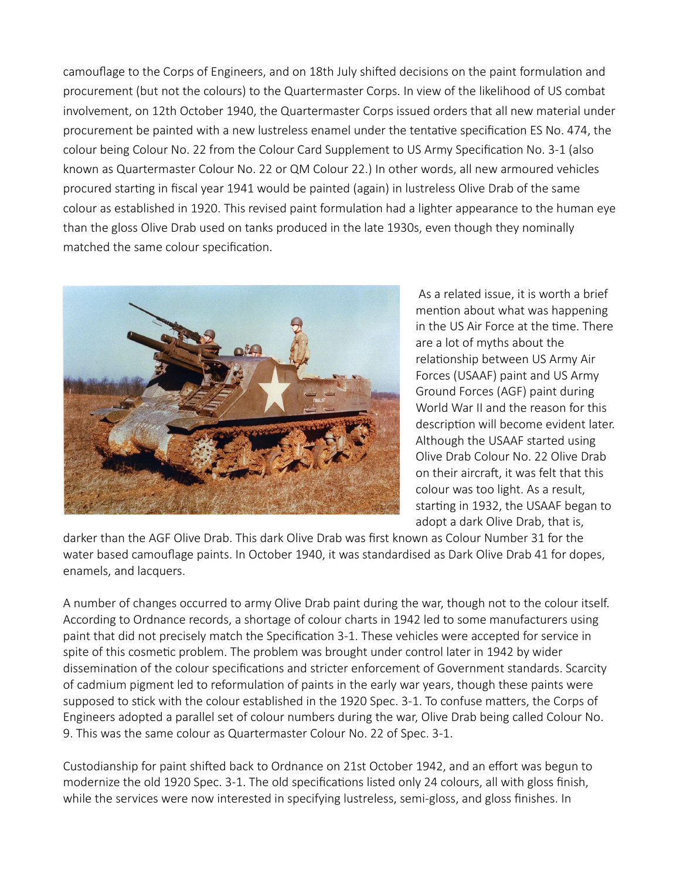camouflage to the Corps of Engineers, and on 18th July shifted decisions on the paint formulation and procurement (but not the colours) to the Quartermaster Corps. In view of the likelihood of US combat involvement, on 12th October 1940, the Quartermaster Corps issued orders that all new material under procurement be painted with a new lustreless enamel under the tentative specification ES No. 474, the colour being Colour No. 22 from the Colour Card Supplement to US Army Specification No. 3-1 (also known as Quartermaster Colour No. 22 or QM Colour 22.) In other words, all new armoured vehicles procured starting in fiscal year 1941 would be painted (again) in lustreless Olive Drab of the same colour as established in 1920. This revised paint formulation had a lighter appearance to the human eye than the gloss Olive Drab used on tanks produced in the late 1930s, even though they nominally matched the same colour specification.

As a related issue, it is worth a brief mention about what was happening in the US Air Force at the time. There are a lot of myths about the relationship between US Army Air Forces (USAAF) paint and US Army Ground Forces (AGF) paint during World War II and the reason for this description will become evident later. Although the USAAF started using Olive Drab Colour No. 22 Olive Drab on their aircraft, it was felt that this colour was too light. As a result, starting in 1932, the USAAF began to adopt a dark Olive Drab, that is, darker than the AGF Olive Drab. This dark Olive Drab was first known as Colour Number 31 for the water based camouflage paints. In October 1940, it was standardised as Dark Olive Drab 41 for dopes, enamels, and lacquers.

A number of changes occurred to army Olive Drab paint during the war, though not to the colour itself. According to Ordnance records, a shortage of colour charts in 1942 led to some manufacturers using paint that did not precisely match the Specification 3-1. These vehicles were accepted for service in spite of this cosmetic problem. The problem was brought under control later in 1942 by wider dissemination of the colour specifications and stricter enforcement of Government standards. Scarcity of cadmium pigment led to reformulation of paints in the early war years, though these paints were supposed to stick with the colour established in the 1920 Spec. 3-1. To confuse matters, the Corps of Engineers adopted a parallel set of colour numbers during the war, Olive Drab being called Colour No. 9. This was the same colour as Quartermaster Colour No. 22 of Spec. 3-1.

Custodianship for paint shifted back to Ordnance on 21st October 1942, and an effort was begun to modernize the old 1920 Spec. 3-1. The old specifications listed only 24 colours, all with gloss finish, while the services were now interested in specifying lustreless, semi-gloss, and gloss finishes. In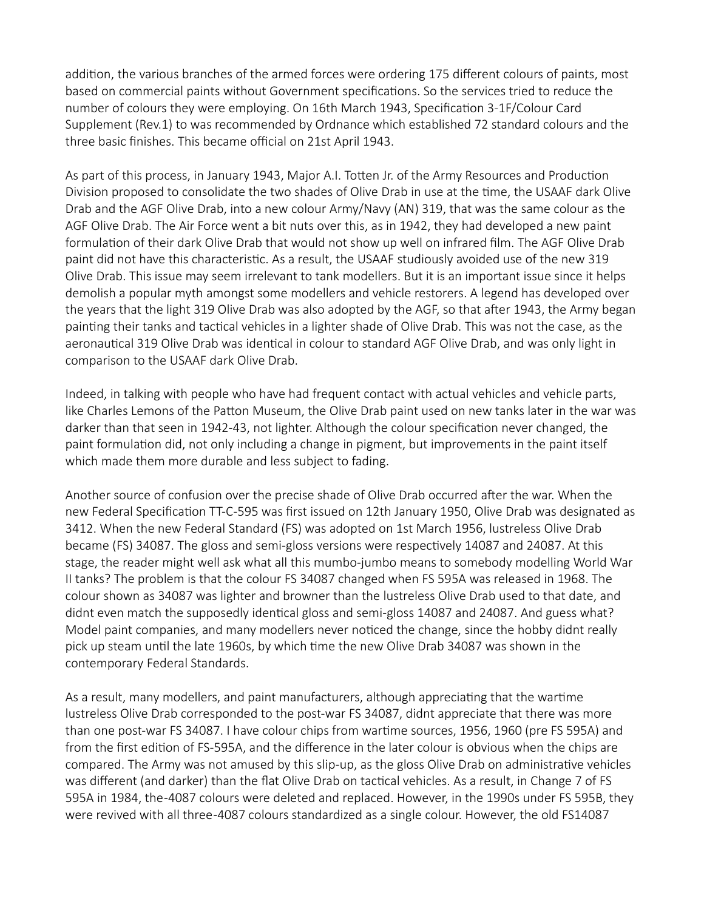addition, the various branches of the armed forces were ordering 175 different colours of paints, most based on commercial paints without Government specifications. So the services tried to reduce the number of colours they were employing. On 16th March 1943, Specification 3-1F/Colour Card Supplement (Rev.1) to was recommended by Ordnance which established 72 standard colours and the three basic finishes. This became official on 21st April 1943.

As part of this process, in January 1943, Major A.I. Totten Jr. of the Army Resources and Production Division proposed to consolidate the two shades of Olive Drab in use at the time, the USAAF dark Olive Drab and the AGF Olive Drab, into a new colour Army/Navy (AN) 319, that was the same colour as the AGF Olive Drab. The Air Force went a bit nuts over this, as in 1942, they had developed a new paint formulation of their dark Olive Drab that would not show up well on infrared film. The AGF Olive Drab paint did not have this characteristic. As a result, the USAAF studiously avoided use of the new 319 Olive Drab. This issue may seem irrelevant to tank modellers. But it is an important issue since it helps demolish a popular myth amongst some modellers and vehicle restorers. A legend has developed over the years that the light 319 Olive Drab was also adopted by the AGF, so that after 1943, the Army began painting their tanks and tactical vehicles in a lighter shade of Olive Drab. This was not the case, as the aeronautical 319 Olive Drab was identical in colour to standard AGF Olive Drab, and was only light in comparison to the USAAF dark Olive Drab.

Indeed, in talking with people who have had frequent contact with actual vehicles and vehicle parts, like Charles Lemons of the Patton Museum, the Olive Drab paint used on new tanks later in the war was darker than that seen in 1942-43, not lighter. Although the colour specification never changed, the paint formulation did, not only including a change in pigment, but improvements in the paint itself which made them more durable and less subject to fading.

Another source of confusion over the precise shade of Olive Drab occurred after the war. When the new Federal Specification TT-C-595 was first issued on 12th January 1950, Olive Drab was designated as 3412. When the new Federal Standard (FS) was adopted on 1st March 1956, lustreless Olive Drab became (FS) 34087. The gloss and semi-gloss versions were respectively 14087 and 24087. At this stage, the reader might well ask what all this mumbo-jumbo means to somebody modelling World War II tanks? The problem is that the colour FS 34087 changed when FS 595A was released in 1968. The colour shown as 34087 was lighter and browner than the lustreless Olive Drab used to that date, and didnt even match the supposedly identical gloss and semi-gloss 14087 and 24087. And guess what? Model paint companies, and many modellers never noticed the change, since the hobby didnt really pick up steam until the late 1960s, by which time the new Olive Drab 34087 was shown in the contemporary Federal Standards.

As a result, many modellers, and paint manufacturers, although appreciating that the wartime lustreless Olive Drab corresponded to the post-war FS 34087, didnt appreciate that there was more than one post-war FS 34087. I have colour chips from wartime sources, 1956, 1960 (pre FS 595A) and from the first edition of FS-595A, and the difference in the later colour is obvious when the chips are compared. The Army was not amused by this slip-up, as the gloss Olive Drab on administrative vehicles was different (and darker) than the flat Olive Drab on tactical vehicles. As a result, in Change 7 of FS 595A in 1984, the-4087 colours were deleted and replaced. However, in the 1990s under FS 595B, they were revived with all three-4087 colours standardized as a single colour. However, the old FS14087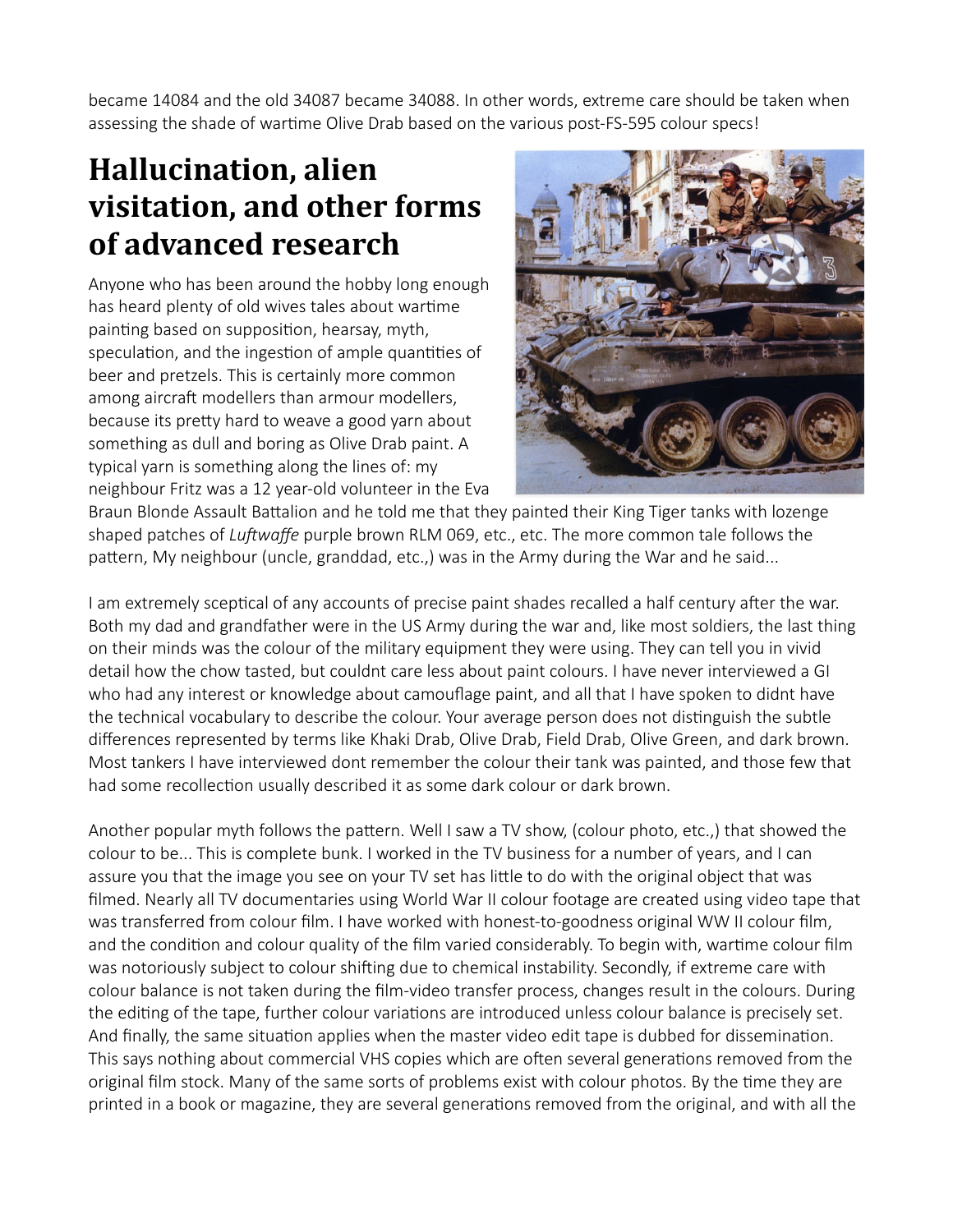became 14084 and the old 34087 became 34088. In other words, extreme care should be taken when assessing the shade of wartime Olive Drab based on the various post-FS-595 colour specs!

## Hallucination, alien visitation, and other forms of advanced research

Anyone who has been around the hobby long enough has heard plenty of old wives tales about wartime painting based on supposition, hearsay, myth, speculation, and the ingestion of ample quantities of beer and pretzels. This is certainly more common among aircraft modellers than armour modellers, because its pretty hard to weave a good yarn about something as dull and boring as Olive Drab paint. A typical yarn is something along the lines of: my neighbour Fritz was a 12 year-old volunteer in the Eva Braun Blonde Assault Battalion and he told me that they painted their King Tiger tanks with lozenge shaped patches of *Luftwaffe* purple brown RLM 069, etc., etc. The more common tale follows the pattern, My neighbour (uncle, granddad, etc.,) was in the Army during the War and he said...

I am extremely sceptical of any accounts of precise paint shades recalled a half century after the war. Both my dad and grandfather were in the US Army during the war and, like most soldiers, the last thing on their minds was the colour of the military equipment they were using. They can tell you in vivid detail how the chow tasted, but couldnt care less about paint colours. I have never interviewed a GI who had any interest or knowledge about camouflage paint, and all that I have spoken to didnt have the technical vocabulary to describe the colour. Your average person does not distinguish the subtle differences represented by terms like Khaki Drab, Olive Drab, Field Drab, Olive Green, and dark brown. Most tankers I have interviewed dont remember the colour their tank was painted, and those few that had some recollection usually described it as some dark colour or dark brown.

Another popular myth follows the pattern. Well I saw a TV show, (colour photo, etc.,) that showed the colour to be... This is complete bunk. I worked in the TV business for a number of years, and I can assure you that the image you see on your TV set has little to do with the original object that was filmed. Nearly all TV documentaries using World War II colour footage are created using video tape that was transferred from colour film. I have worked with honest-to-goodness original WW II colour film, and the condition and colour quality of the film varied considerably. To begin with, wartime colour film was notoriously subject to colour shifting due to chemical instability. Secondly, if extreme care with colour balance is not taken during the film-video transfer process, changes result in the colours. During the editing of the tape, further colour variations are introduced unless colour balance is precisely set. And finally, the same situation applies when the master video edit tape is dubbed for dissemination. This says nothing about commercial VHS copies which are often several generations removed from the original film stock. Many of the same sorts of problems exist with colour photos. By the time they are printed in a book or magazine, they are several generations removed from the original, and with all the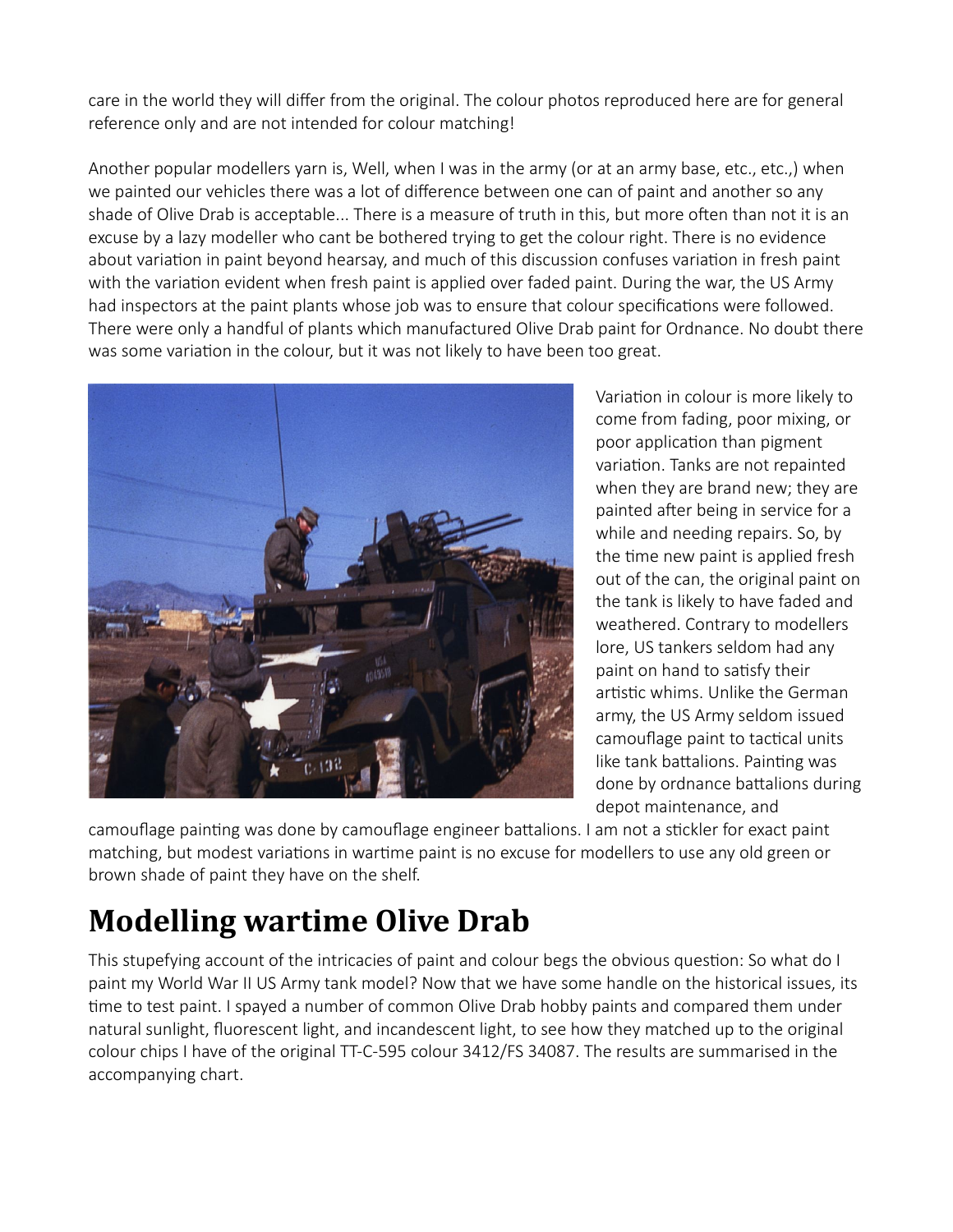care in the world they will differ from the original. The colour photos reproduced here are for general reference only and are not intended for colour matching!

Another popular modellers yarn is, Well, when I was in the army (or at an army base, etc., etc.,) when we painted our vehicles there was a lot of difference between one can of paint and another so any shade of Olive Drab is acceptable... There is a measure of truth in this, but more often than not it is an excuse by a lazy modeller who cant be bothered trying to get the colour right. There is no evidence about variation in paint beyond hearsay, and much of this discussion confuses variation in fresh paint with the variation evident when fresh paint is applied over faded paint. During the war, the US Army had inspectors at the paint plants whose job was to ensure that colour specifications were followed. There were only a handful of plants which manufactured Olive Drab paint for Ordnance. No doubt there was some variation in the colour, but it was not likely to have been too great.

Variation in colour is more likely to come from fading, poor mixing, or poor application than pigment variation. Tanks are not repainted when they are brand new; they are painted after being in service for a while and needing repairs. So, by the time new paint is applied fresh out of the can, the original paint on the tank is likely to have faded and weathered. Contrary to modellers lore, US tankers seldom had any paint on hand to satisfy their artistic whims. Unlike the German army, the US Army seldom issued camouflage paint to tactical units like tank battalions. Painting was done by ordnance battalions during depot maintenance, and camouflage painting was done by camouflage engineer battalions. I am not a stickler for exact paint matching, but modest variations in wartime paint is no excuse for modellers to use any old green or brown shade of paint they have on the shelf.

## Modelling wartime Olive Drab

This stupefying account of the intricacies of paint and colour begs the obvious question: So what do I paint my World War II US Army tank model? Now that we have some handle on the historical issues, its time to test paint. I spayed a number of common Olive Drab hobby paints and compared them under natural sunlight, fluorescent light, and incandescent light, to see how they matched up to the original colour chips I have of the original TT-C-595 colour 3412/FS 34087. The results are summarised in the accompanying chart.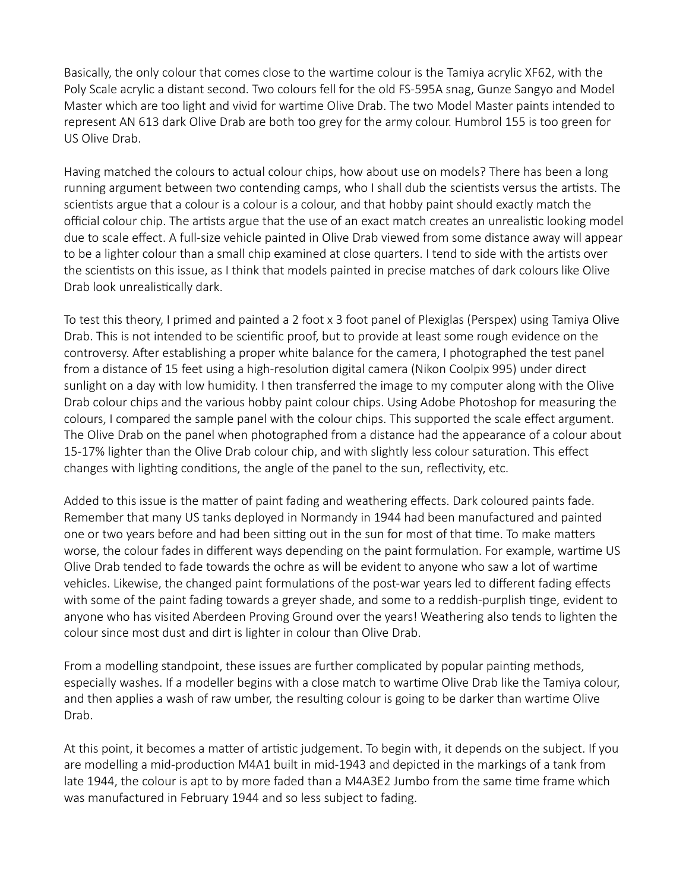Basically, the only colour that comes close to the wartime colour is the Tamiya acrylic XF62, with the Poly Scale acrylic a distant second. Two colours fell for the old FS-595A snag, Gunze Sangyo and Model Master which are too light and vivid for wartime Olive Drab. The two Model Master paints intended to represent AN 613 dark Olive Drab are both too grey for the army colour. Humbrol 155 is too green for US Olive Drab.

Having matched the colours to actual colour chips, how about use on models? There has been a long running argument between two contending camps, who I shall dub the scientists versus the artists. The scientists argue that a colour is a colour is a colour, and that hobby paint should exactly match the official colour chip. The artists argue that the use of an exact match creates an unrealistic looking model due to scale effect. A full-size vehicle painted in Olive Drab viewed from some distance away will appear to be a lighter colour than a small chip examined at close quarters. I tend to side with the artists over the scientists on this issue, as I think that models painted in precise matches of dark colours like Olive Drab look unrealistically dark.

To test this theory, I primed and painted a 2 foot x 3 foot panel of Plexiglas (Perspex) using Tamiya Olive Drab. This is not intended to be scientific proof, but to provide at least some rough evidence on the controversy. After establishing a proper white balance for the camera, I photographed the test panel from a distance of 15 feet using a high-resolution digital camera (Nikon Coolpix 995) under direct sunlight on a day with low humidity. I then transferred the image to my computer along with the Olive Drab colour chips and the various hobby paint colour chips. Using Adobe Photoshop for measuring the colours, I compared the sample panel with the colour chips. This supported the scale effect argument. The Olive Drab on the panel when photographed from a distance had the appearance of a colour about 15-17% lighter than the Olive Drab colour chip, and with slightly less colour saturation. This effect changes with lighting conditions, the angle of the panel to the sun, reflectivity, etc.

Added to this issue is the matter of paint fading and weathering effects. Dark coloured paints fade. Remember that many US tanks deployed in Normandy in 1944 had been manufactured and painted one or two years before and had been sitting out in the sun for most of that time. To make matters worse, the colour fades in different ways depending on the paint formulation. For example, wartime US Olive Drab tended to fade towards the ochre as will be evident to anyone who saw a lot of wartime vehicles. Likewise, the changed paint formulations of the post-war years led to different fading effects with some of the paint fading towards a greyer shade, and some to a reddish-purplish tinge, evident to anyone who has visited Aberdeen Proving Ground over the years! Weathering also tends to lighten the colour since most dust and dirt is lighter in colour than Olive Drab.

From a modelling standpoint, these issues are further complicated by popular painting methods, especially washes. If a modeller begins with a close match to wartime Olive Drab like the Tamiya colour, and then applies a wash of raw umber, the resulting colour is going to be darker than wartime Olive Drab.

At this point, it becomes a matter of artistic judgement. To begin with, it depends on the subject. If you are modelling a mid-production M4A1 built in mid-1943 and depicted in the markings of a tank from late 1944, the colour is apt to by more faded than a M4A3E2 Jumbo from the same time frame which was manufactured in February 1944 and so less subject to fading.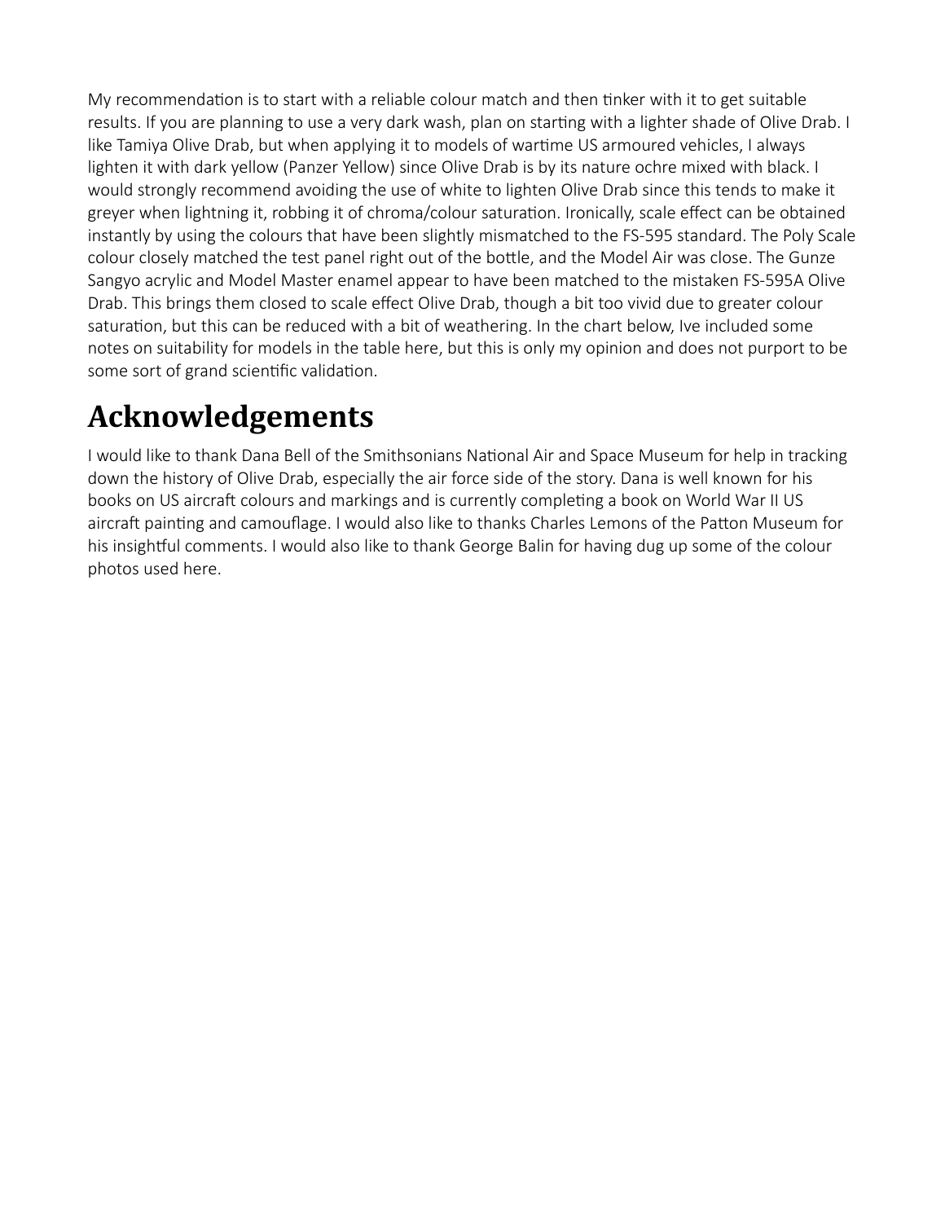My recommendation is to start with a reliable colour match and then tinker with it to get suitable results. If you are planning to use a very dark wash, plan on starting with a lighter shade of Olive Drab. I like Tamiya Olive Drab, but when applying it to models of wartime US armoured vehicles, I always lighten it with dark yellow (Panzer Yellow) since Olive Drab is by its nature ochre mixed with black. I would strongly recommend avoiding the use of white to lighten Olive Drab since this tends to make it greyer when lightning it, robbing it of chroma/colour saturation. Ironically, scale effect can be obtained instantly by using the colours that have been slightly mismatched to the FS-595 standard. The Poly Scale colour closely matched the test panel right out of the bottle, and the Model Air was close. The Gunze Sangyo acrylic and Model Master enamel appear to have been matched to the mistaken FS-595A Olive Drab. This brings them closed to scale effect Olive Drab, though a bit too vivid due to greater colour saturation, but this can be reduced with a bit of weathering. In the chart below, Ive included some notes on suitability for models in the table here, but this is only my opinion and does not purport to be some sort of grand scientific validation.

# Acknowledgements

I would like to thank Dana Bell of the Smithsonians National Air and Space Museum for help in tracking down the history of Olive Drab, especially the air force side of the story. Dana is well known for his books on US aircraft colours and markings and is currently completing a book on World War II US aircraft painting and camouflage. I would also like to thanks Charles Lemons of the Patton Museum for his insightful comments. I would also like to thank George Balin for having dug up some of the colour photos used here.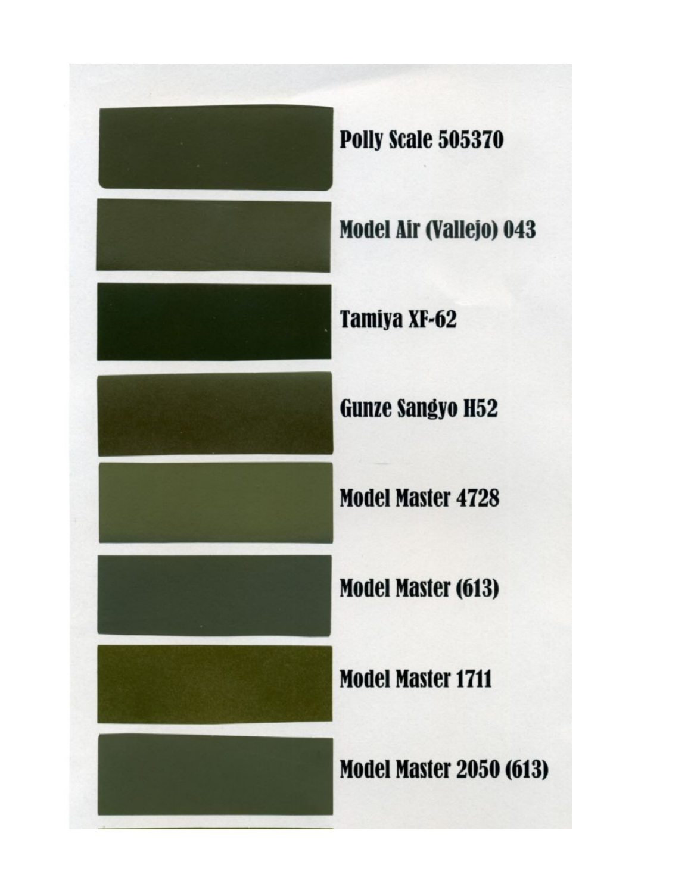Polly Scale 505370

Model Air (Vallejo) 043

Tamiya XF-62

Gunze Sangyo H52

Model Master 4728

Model Master (613)

Model Master 1711

Model Master 2050 (613)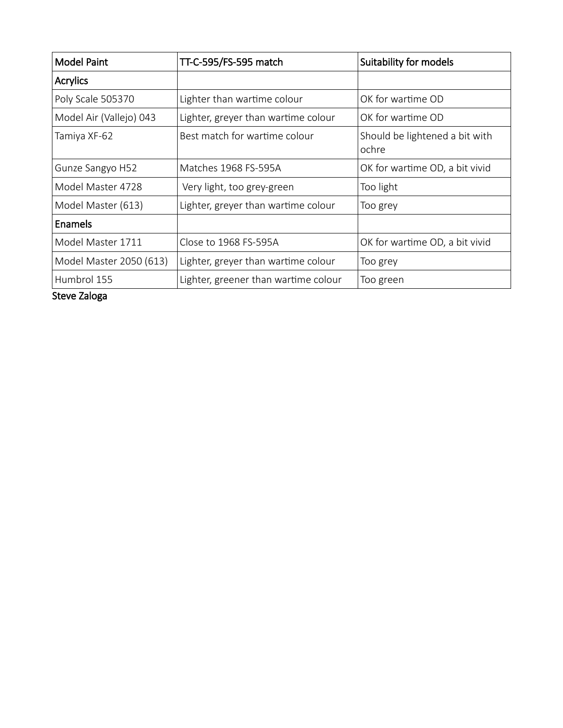| Model Paint | TT-C-595/FS-595 match | Suitability for models |
|---|---|---|
| Acrylics | | |
| Poly Scale 505370 | Lighter than wartime colour | OK for wartime OD |
| Model Air (Vallejo) 043 | Lighter, greyer than wartime colour | OK for wartime OD |
| Tamiya XF-62 | Best match for wartime colour | Should be lightened a bit with ochre |
| Gunze Sangyo H52 | Matches 1968 FS-595A | OK for wartime OD, a bit vivid |
| Model Master 4728 | Very light, too grey-green | Too light |
| Model Master (613) | Lighter, greyer than wartime colour | Too grey |
| Enamels | | |
| Model Master 1711 | Close to 1968 FS-595A | OK for wartime OD, a bit vivid |
| Model Master 2050 (613) | Lighter, greyer than wartime colour | Too grey |
| Humbrol 155 | Lighter, greener than wartime colour | Too green |

Steve Zaloga